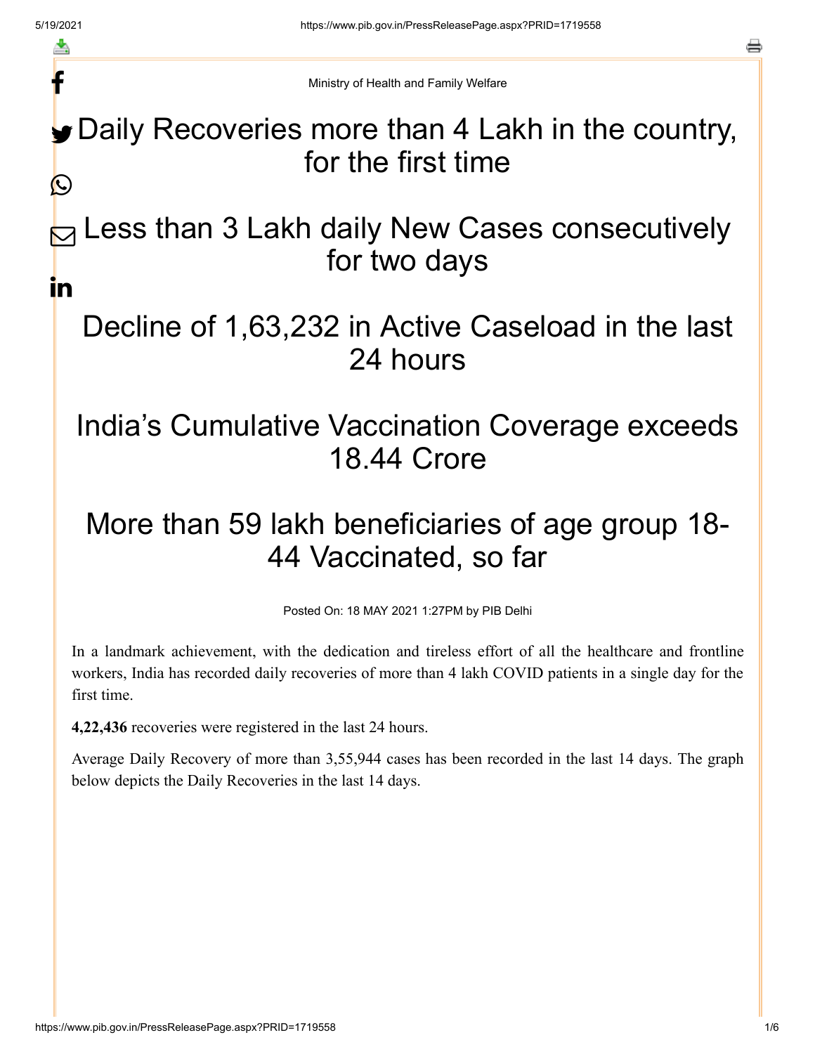Ministry of Health and Family Welfare

# Daily Recoveries more than 4 Lakh in the country, for the first time

# Less than 3 Lakh daily New Cases consecutively for two days

# Decline of 1,63,232 in Active Caseload in the last 24 hours

# India's Cumulative Vaccination Coverage exceeds 18.44 Crore

# More than 59 lakh beneficiaries of age group 18-44 Vaccinated, so far

Posted On: 18 MAY 2021 1:27PM by PIB Delhi

In a landmark achievement, with the dedication and tireless effort of all the healthcare and frontline workers, India has recorded daily recoveries of more than 4 lakh COVID patients in a single day for the first time.

**4,22,436** recoveries were registered in the last 24 hours.

Average Daily Recovery of more than 3,55,944 cases has been recorded in the last 14 days. The graph below depicts the Daily Recoveries in the last 14 days.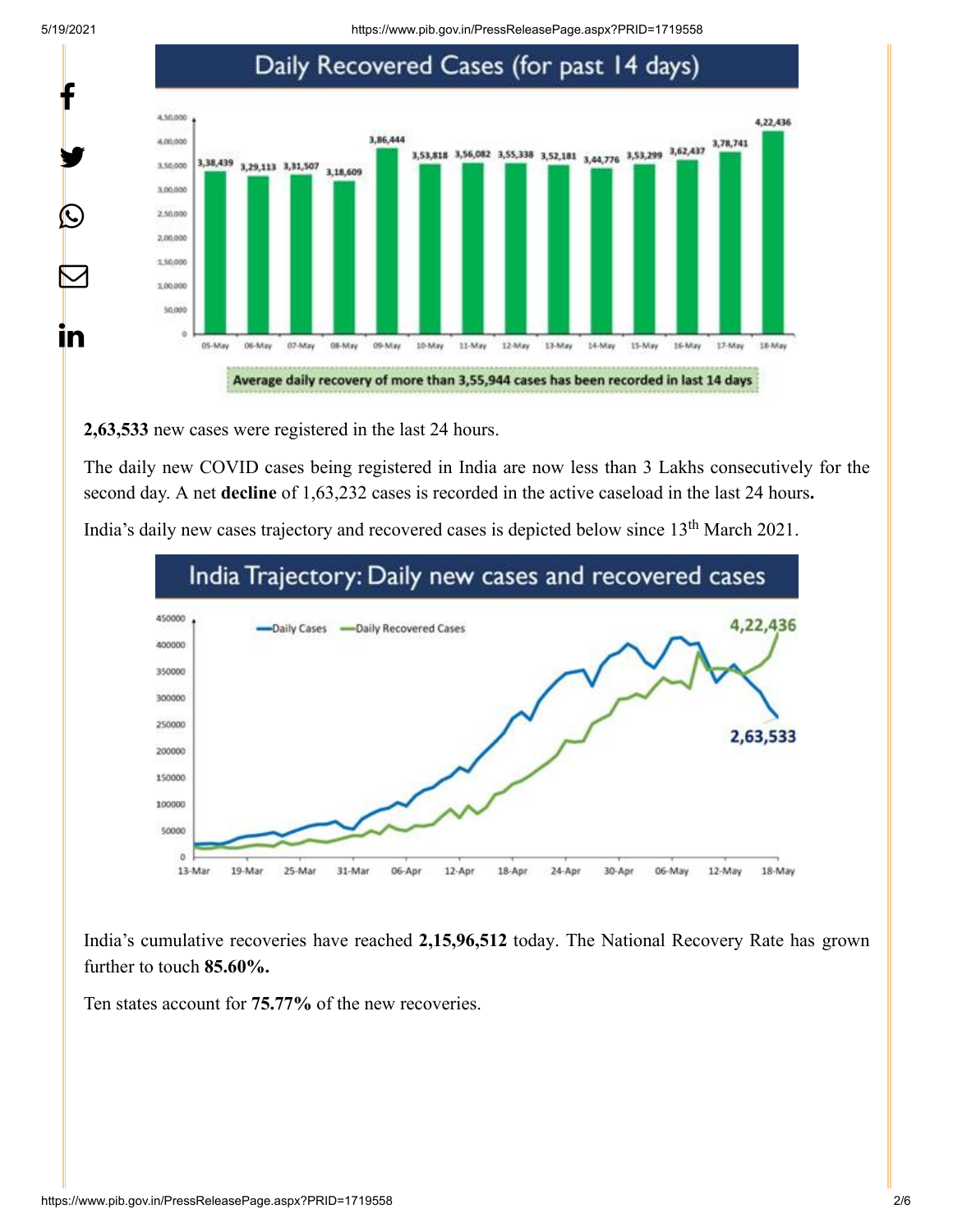## Daily Recovered Cases (for past 14 days)

| Date | Recovered Cases |
|---|---|
| 05-May | 3,38,439 |
| 06-May | 3,29,113 |
| 07-May | 3,31,507 |
| 08-May | 3,18,609 |
| 09-May | 3,86,444 |
| 10-May | 3,53,818 |
| 11-May | 3,56,082 |
| 12-May | 3,55,338 |
| 13-May | 3,52,181 |
| 14-May | 3,44,776 |
| 15-May | 3,53,299 |
| 16-May | 3,62,437 |
| 17-May | 3,78,741 |
| 18-May | 4,22,436 |

Average daily recovery of more than 3,55,944 cases has been recorded in last 14 days

**2,63,533** new cases were registered in the last 24 hours.

The daily new COVID cases being registered in India are now less than 3 Lakhs consecutively for the second day. A net **decline** of 1,63,232 cases is recorded in the active caseload in the last 24 hours**.**

India's daily new cases trajectory and recovered cases is depicted below since 13th March 2021.

## India Trajectory: Daily new cases and recovered cases

Daily Cases: 2,63,533 | Daily Recovered Cases: 4,22,436

India's cumulative recoveries have reached **2,15,96,512** today. The National Recovery Rate has grown further to touch **85.60%.**

Ten states account for **75.77%** of the new recoveries.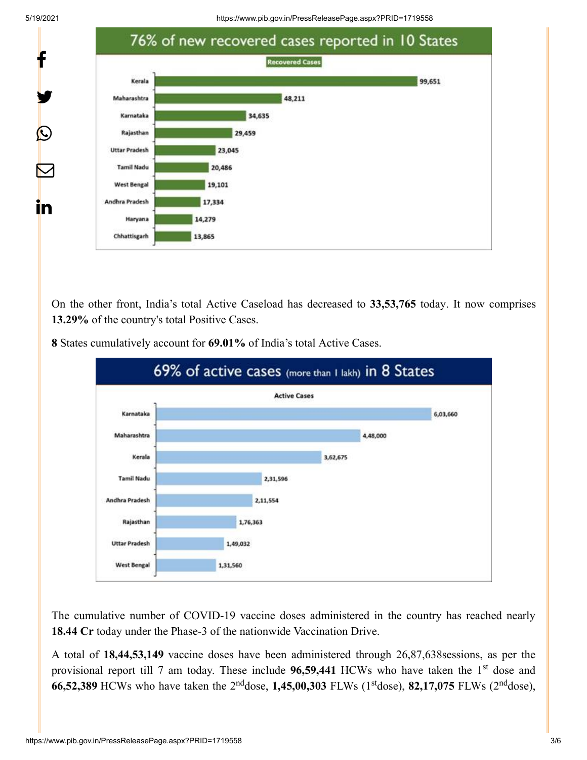## 76% of new recovered cases reported in 10 States

Recovered Cases

| State | Recovered Cases |
|---|---|
| Kerala | 99,651 |
| Maharashtra | 48,211 |
| Karnataka | 34,635 |
| Rajasthan | 29,459 |
| Uttar Pradesh | 23,045 |
| Tamil Nadu | 20,486 |
| West Bengal | 19,101 |
| Andhra Pradesh | 17,334 |
| Haryana | 14,279 |
| Chhattisgarh | 13,865 |

On the other front, India's total Active Caseload has decreased to **33,53,765** today. It now comprises **13.29%** of the country's total Positive Cases.

**8** States cumulatively account for **69.01%** of India's total Active Cases.

## 69% of active cases (more than 1 lakh) in 8 States

Active Cases

| State | Active Cases |
|---|---|
| Karnataka | 6,03,660 |
| Maharashtra | 4,48,000 |
| Kerala | 3,62,675 |
| Tamil Nadu | 2,31,596 |
| Andhra Pradesh | 2,11,554 |
| Rajasthan | 1,76,363 |
| Uttar Pradesh | 1,49,032 |
| West Bengal | 1,31,560 |

The cumulative number of COVID-19 vaccine doses administered in the country has reached nearly **18.44 Cr** today under the Phase-3 of the nationwide Vaccination Drive.

A total of **18,44,53,149** vaccine doses have been administered through 26,87,638sessions, as per the provisional report till 7 am today. These include **96,59,441** HCWs who have taken the 1st dose and **66,52,389** HCWs who have taken the 2nddose, **1,45,00,303** FLWs (1stdose), **82,17,075** FLWs (2nddose),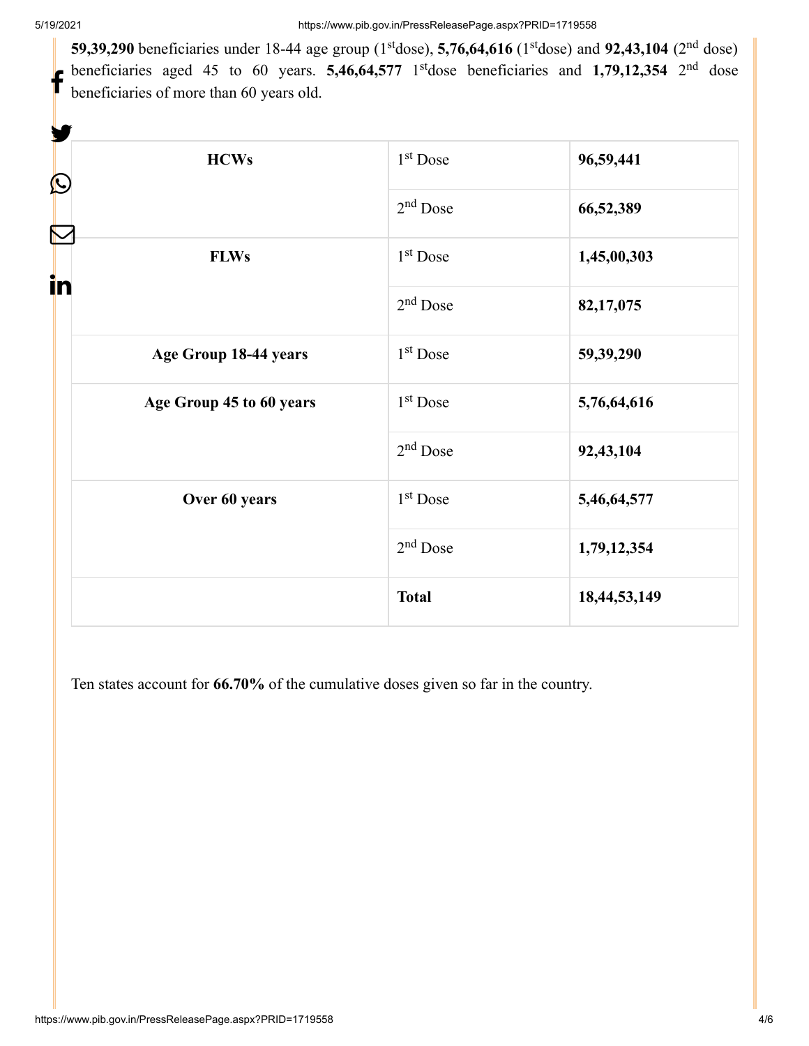**59,39,290** beneficiaries under 18-44 age group (1st dose), **5,76,64,616** (1st dose) and **92,43,104** (2nd dose) beneficiaries aged 45 to 60 years. **5,46,64,577** 1st dose beneficiaries and **1,79,12,354** 2nd dose beneficiaries of more than 60 years old.

| | | |
|---|---|---|
| **HCWs** | 1st Dose | **96,59,441** |
| | 2nd Dose | **66,52,389** |
| **FLWs** | 1st Dose | **1,45,00,303** |
| | 2nd Dose | **82,17,075** |
| **Age Group 18-44 years** | 1st Dose | **59,39,290** |
| **Age Group 45 to 60 years** | 1st Dose | **5,76,64,616** |
| | 2nd Dose | **92,43,104** |
| **Over 60 years** | 1st Dose | **5,46,64,577** |
| | 2nd Dose | **1,79,12,354** |
| | **Total** | **18,44,53,149** |

Ten states account for **66.70%** of the cumulative doses given so far in the country.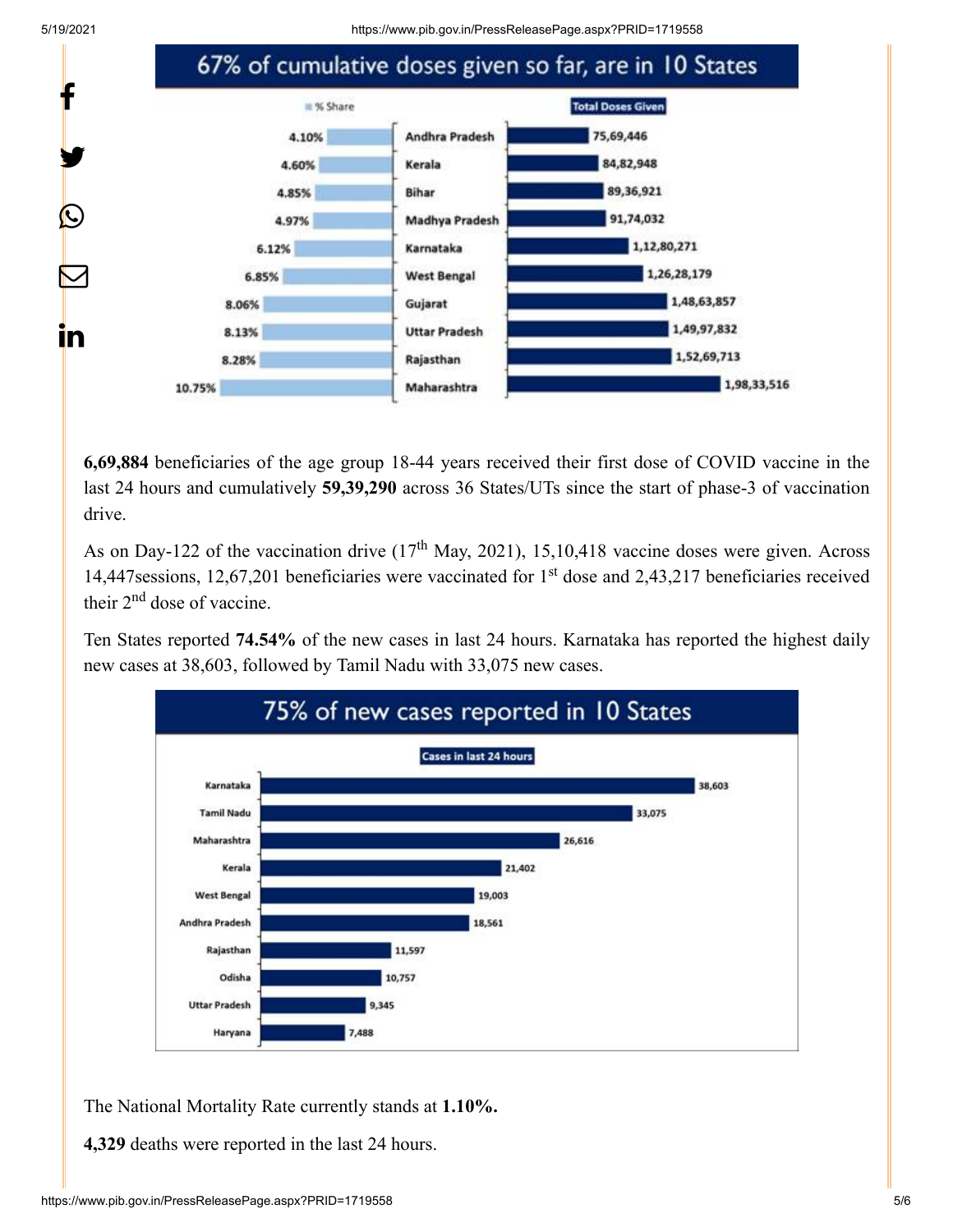## 67% of cumulative doses given so far, are in 10 States

| State | % Share | Total Doses Given |
|---|---|---|
| Andhra Pradesh | 4.10% | 75,69,446 |
| Kerala | 4.60% | 84,82,948 |
| Bihar | 4.85% | 89,36,921 |
| Madhya Pradesh | 4.97% | 91,74,032 |
| Karnataka | 6.12% | 1,12,80,271 |
| West Bengal | 6.85% | 1,26,28,179 |
| Gujarat | 8.06% | 1,48,63,857 |
| Uttar Pradesh | 8.13% | 1,49,97,832 |
| Rajasthan | 8.28% | 1,52,69,713 |
| Maharashtra | 10.75% | 1,98,33,516 |

**6,69,884** beneficiaries of the age group 18-44 years received their first dose of COVID vaccine in the last 24 hours and cumulatively **59,39,290** across 36 States/UTs since the start of phase-3 of vaccination drive.

As on Day-122 of the vaccination drive (17th May, 2021), 15,10,418 vaccine doses were given. Across 14,447sessions, 12,67,201 beneficiaries were vaccinated for 1st dose and 2,43,217 beneficiaries received their 2nd dose of vaccine.

Ten States reported **74.54%** of the new cases in last 24 hours. Karnataka has reported the highest daily new cases at 38,603, followed by Tamil Nadu with 33,075 new cases.

## 75% of new cases reported in 10 States

| State | Cases in last 24 hours |
|---|---|
| Karnataka | 38,603 |
| Tamil Nadu | 33,075 |
| Maharashtra | 26,616 |
| Kerala | 21,402 |
| West Bengal | 19,003 |
| Andhra Pradesh | 18,561 |
| Rajasthan | 11,597 |
| Odisha | 10,757 |
| Uttar Pradesh | 9,345 |
| Haryana | 7,488 |

The National Mortality Rate currently stands at **1.10%.**

**4,329** deaths were reported in the last 24 hours.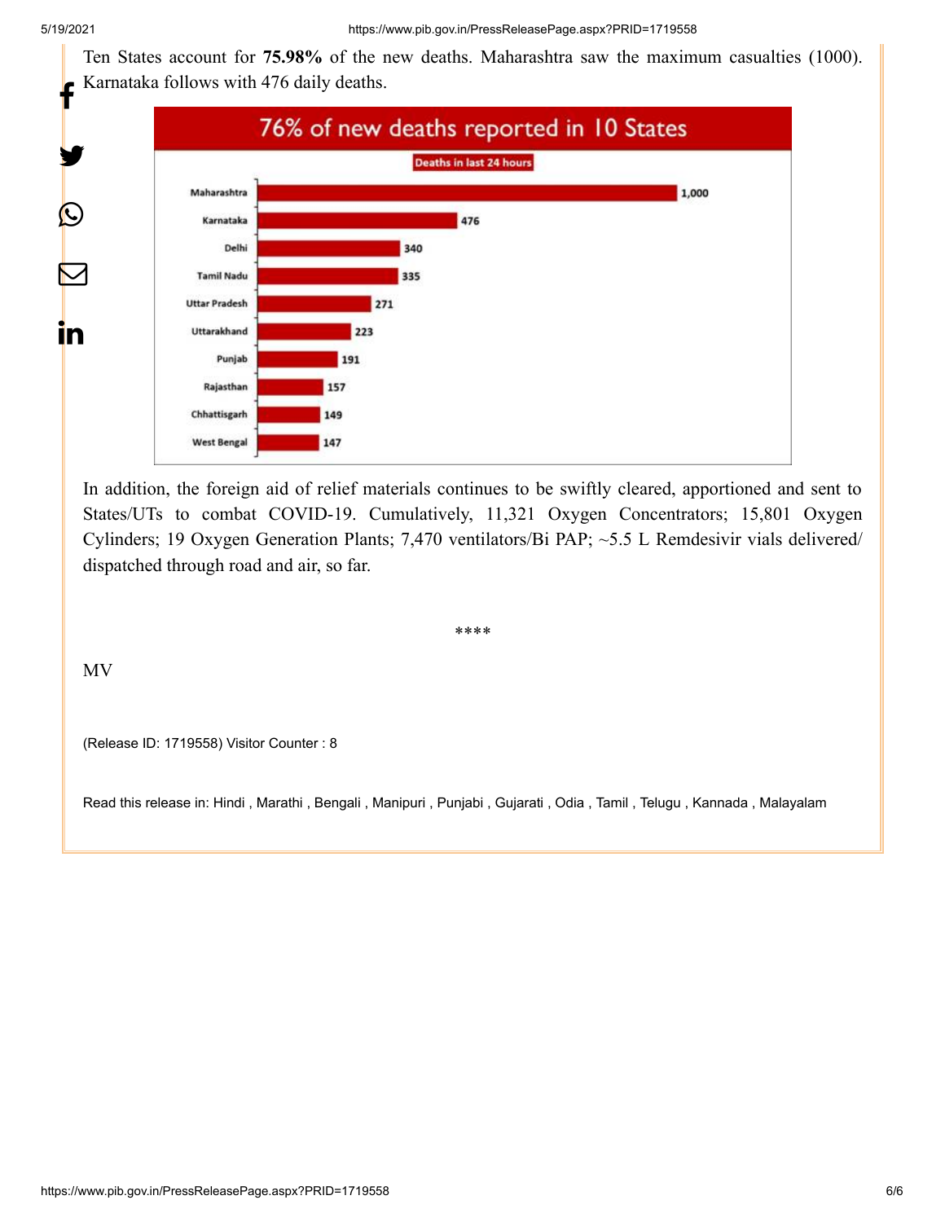Ten States account for **75.98%** of the new deaths. Maharashtra saw the maximum casualties (1000). Karnataka follows with 476 daily deaths.

76% of new deaths reported in 10 States

Deaths in last 24 hours

Maharashtra 1,000

Karnataka 476

Delhi 340

Tamil Nadu 335

Uttar Pradesh 271

Uttarakhand 223

Punjab 191

Rajasthan 157

Chhattisgarh 149

West Bengal 147

In addition, the foreign aid of relief materials continues to be swiftly cleared, apportioned and sent to States/UTs to combat COVID-19. Cumulatively, 11,321 Oxygen Concentrators; 15,801 Oxygen Cylinders; 19 Oxygen Generation Plants; 7,470 ventilators/Bi PAP; ~5.5 L Remdesivir vials delivered/dispatched through road and air, so far.

****

MV

(Release ID: 1719558) Visitor Counter : 8

Read this release in: Hindi , Marathi , Bengali , Manipuri , Punjabi , Gujarati , Odia , Tamil , Telugu , Kannada , Malayalam